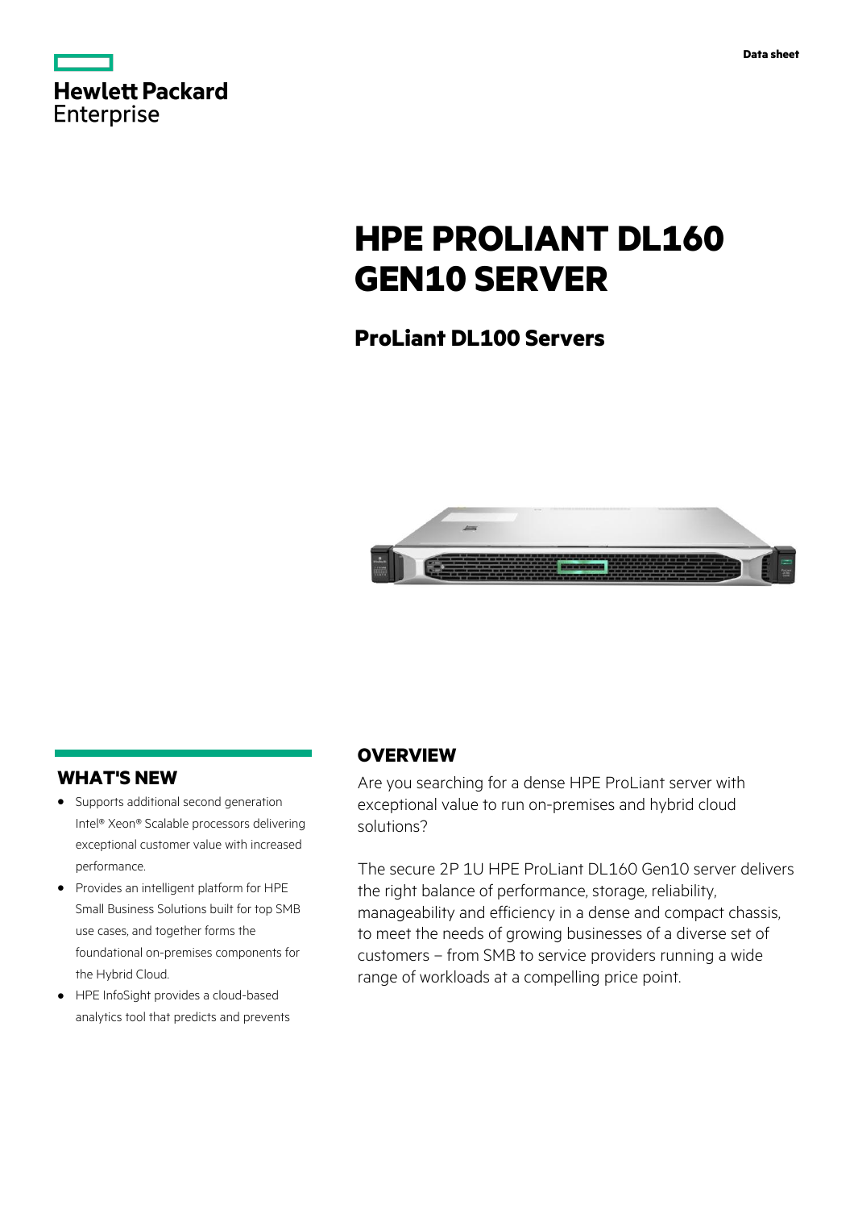Hewlett Packard Enterprise

Data sheet

# HPE PROLIANT DL160 GEN10 SERVER

## ProLiant DL100 Servers

## OVERVIEW

Are you searching for a dense HPE ProLiant server with exceptional value to run on-premises and hybrid cloud solutions?

The secure 2P 1U HPE ProLiant DL160 Gen10 server delivers the right balance of performance, storage, reliability, manageability and efficiency in a dense and compact chassis, to meet the needs of growing businesses of a diverse set of customers – from SMB to service providers running a wide range of workloads at a compelling price point.

## WHAT'S NEW

- Supports additional second generation Intel® Xeon® Scalable processors delivering exceptional customer value with increased performance.
- Provides an intelligent platform for HPE Small Business Solutions built for top SMB use cases, and together forms the foundational on-premises components for the Hybrid Cloud.
- HPE InfoSight provides a cloud-based analytics tool that predicts and prevents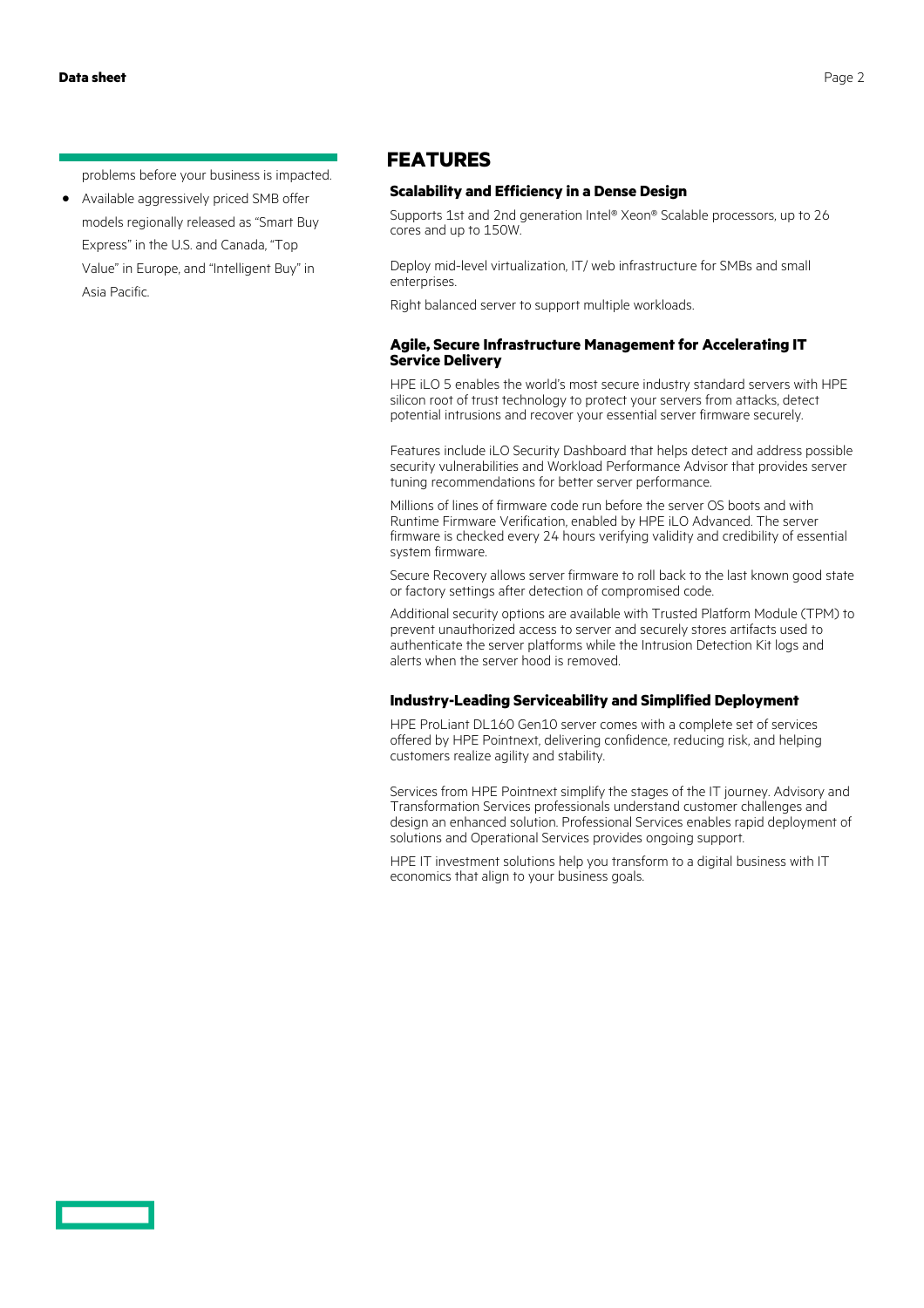problems before your business is impacted.

- Available aggressively priced SMB offer models regionally released as "Smart Buy Express" in the U.S. and Canada, "Top Value" in Europe, and "Intelligent Buy" in Asia Pacific.

# FEATURES

### Scalability and Efficiency in a Dense Design

Supports 1st and 2nd generation Intel® Xeon® Scalable processors, up to 26 cores and up to 150W.

Deploy mid-level virtualization, IT/ web infrastructure for SMBs and small enterprises.

Right balanced server to support multiple workloads.

### Agile, Secure Infrastructure Management for Accelerating IT Service Delivery

HPE iLO 5 enables the world's most secure industry standard servers with HPE silicon root of trust technology to protect your servers from attacks, detect potential intrusions and recover your essential server firmware securely.

Features include iLO Security Dashboard that helps detect and address possible security vulnerabilities and Workload Performance Advisor that provides server tuning recommendations for better server performance.

Millions of lines of firmware code run before the server OS boots and with Runtime Firmware Verification, enabled by HPE iLO Advanced. The server firmware is checked every 24 hours verifying validity and credibility of essential system firmware.

Secure Recovery allows server firmware to roll back to the last known good state or factory settings after detection of compromised code.

Additional security options are available with Trusted Platform Module (TPM) to prevent unauthorized access to server and securely stores artifacts used to authenticate the server platforms while the Intrusion Detection Kit logs and alerts when the server hood is removed.

### Industry-Leading Serviceability and Simplified Deployment

HPE ProLiant DL160 Gen10 server comes with a complete set of services offered by HPE Pointnext, delivering confidence, reducing risk, and helping customers realize agility and stability.

Services from HPE Pointnext simplify the stages of the IT journey. Advisory and Transformation Services professionals understand customer challenges and design an enhanced solution. Professional Services enables rapid deployment of solutions and Operational Services provides ongoing support.

HPE IT investment solutions help you transform to a digital business with IT economics that align to your business goals.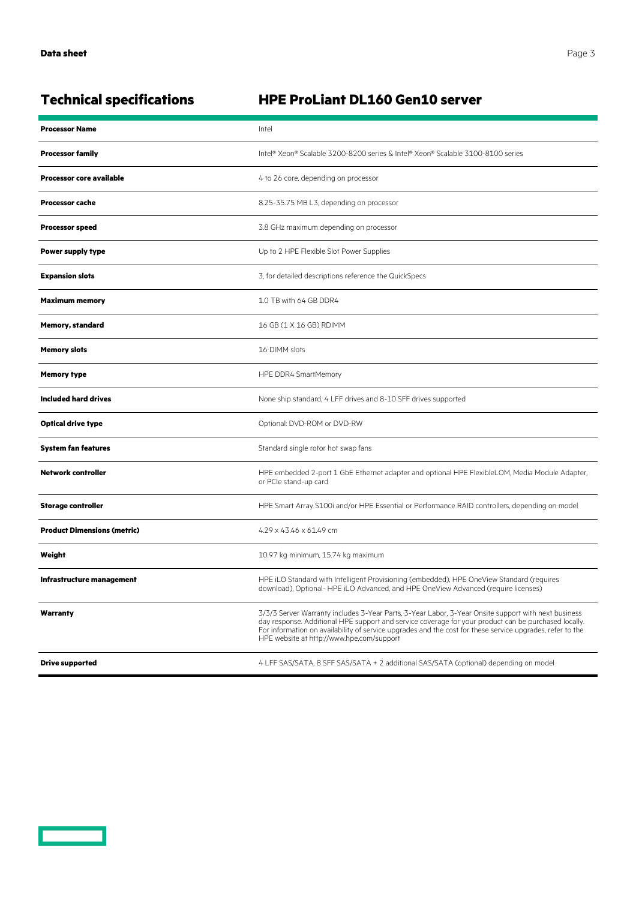## Technical specifications — HPE ProLiant DL160 Gen10 server

| | |
|---|---|
| **Processor Name** | Intel |
| **Processor family** | Intel® Xeon® Scalable 3200-8200 series & Intel® Xeon® Scalable 3100-8100 series |
| **Processor core available** | 4 to 26 core, depending on processor |
| **Processor cache** | 8.25-35.75 MB L3, depending on processor |
| **Processor speed** | 3.8 GHz maximum depending on processor |
| **Power supply type** | Up to 2 HPE Flexible Slot Power Supplies |
| **Expansion slots** | 3, for detailed descriptions reference the QuickSpecs |
| **Maximum memory** | 1.0 TB with 64 GB DDR4 |
| **Memory, standard** | 16 GB (1 X 16 GB) RDIMM |
| **Memory slots** | 16 DIMM slots |
| **Memory type** | HPE DDR4 SmartMemory |
| **Included hard drives** | None ship standard, 4 LFF drives and 8-10 SFF drives supported |
| **Optical drive type** | Optional: DVD-ROM or DVD-RW |
| **System fan features** | Standard single rotor hot swap fans |
| **Network controller** | HPE embedded 2-port 1 GbE Ethernet adapter and optional HPE FlexibleLOM, Media Module Adapter, or PCIe stand-up card |
| **Storage controller** | HPE Smart Array S100i and/or HPE Essential or Performance RAID controllers, depending on model |
| **Product Dimensions (metric)** | 4.29 x 43.46 x 61.49 cm |
| **Weight** | 10.97 kg minimum, 15.74 kg maximum |
| **Infrastructure management** | HPE iLO Standard with Intelligent Provisioning (embedded), HPE OneView Standard (requires download), Optional- HPE iLO Advanced, and HPE OneView Advanced (require licenses) |
| **Warranty** | 3/3/3 Server Warranty includes 3-Year Parts, 3-Year Labor, 3-Year Onsite support with next business day response. Additional HPE support and service coverage for your product can be purchased locally. For information on availability of service upgrades and the cost for these service upgrades, refer to the HPE website at http://www.hpe.com/support |
| **Drive supported** | 4 LFF SAS/SATA, 8 SFF SAS/SATA + 2 additional SAS/SATA (optional) depending on model |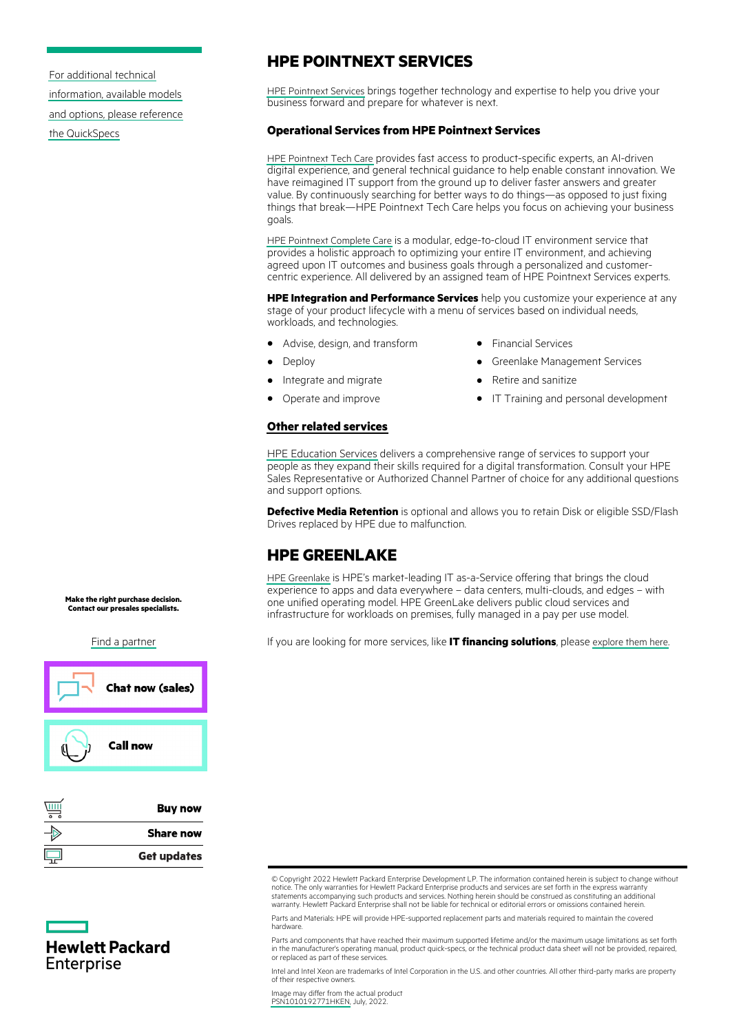For additional technical information, available models and options, please reference the QuickSpecs

## HPE POINTNEXT SERVICES

HPE Pointnext Services brings together technology and expertise to help you drive your business forward and prepare for whatever is next.

### Operational Services from HPE Pointnext Services

HPE Pointnext Tech Care provides fast access to product-specific experts, an AI-driven digital experience, and general technical guidance to help enable constant innovation. We have reimagined IT support from the ground up to deliver faster answers and greater value. By continuously searching for better ways to do things—as opposed to just fixing things that break—HPE Pointnext Tech Care helps you focus on achieving your business goals.

HPE Pointnext Complete Care is a modular, edge-to-cloud IT environment service that provides a holistic approach to optimizing your entire IT environment, and achieving agreed upon IT outcomes and business goals through a personalized and customer-centric experience. All delivered by an assigned team of HPE Pointnext Services experts.

**HPE Integration and Performance Services** help you customize your experience at any stage of your product lifecycle with a menu of services based on individual needs, workloads, and technologies.

- Advise, design, and transform
- Deploy
- Integrate and migrate
- Operate and improve
- Financial Services
- Greenlake Management Services
- Retire and sanitize
- IT Training and personal development

### Other related services

HPE Education Services delivers a comprehensive range of services to support your people as they expand their skills required for a digital transformation. Consult your HPE Sales Representative or Authorized Channel Partner of choice for any additional questions and support options.

**Defective Media Retention** is optional and allows you to retain Disk or eligible SSD/Flash Drives replaced by HPE due to malfunction.

## HPE GREENLAKE

HPE Greenlake is HPE's market-leading IT as-a-Service offering that brings the cloud experience to apps and data everywhere – data centers, multi-clouds, and edges – with one unified operating model. HPE GreenLake delivers public cloud services and infrastructure for workloads on premises, fully managed in a pay per use model.

If you are looking for more services, like **IT financing solutions**, please explore them here.

**Make the right purchase decision. Contact our presales specialists.**

Find a partner

**Chat now (sales)**

**Call now**

**Buy now**

**Share now**

**Get updates**

Hewlett Packard Enterprise

© Copyright 2022 Hewlett Packard Enterprise Development LP. The information contained herein is subject to change without notice. The only warranties for Hewlett Packard Enterprise products and services are set forth in the express warranty statements accompanying such products and services. Nothing herein should be construed as constituting an additional warranty. Hewlett Packard Enterprise shall not be liable for technical or editorial errors or omissions contained herein.

Parts and Materials: HPE will provide HPE-supported replacement parts and materials required to maintain the covered hardware.

Parts and components that have reached their maximum supported lifetime and/or the maximum usage limitations as set forth in the manufacturer's operating manual, product quick-specs, or the technical product data sheet will not be provided, repaired, or replaced as part of these services.

Intel and Intel Xeon are trademarks of Intel Corporation in the U.S. and other countries. All other third-party marks are property of their respective owners.

Image may differ from the actual product
PSN1010192771HKEN, July, 2022.